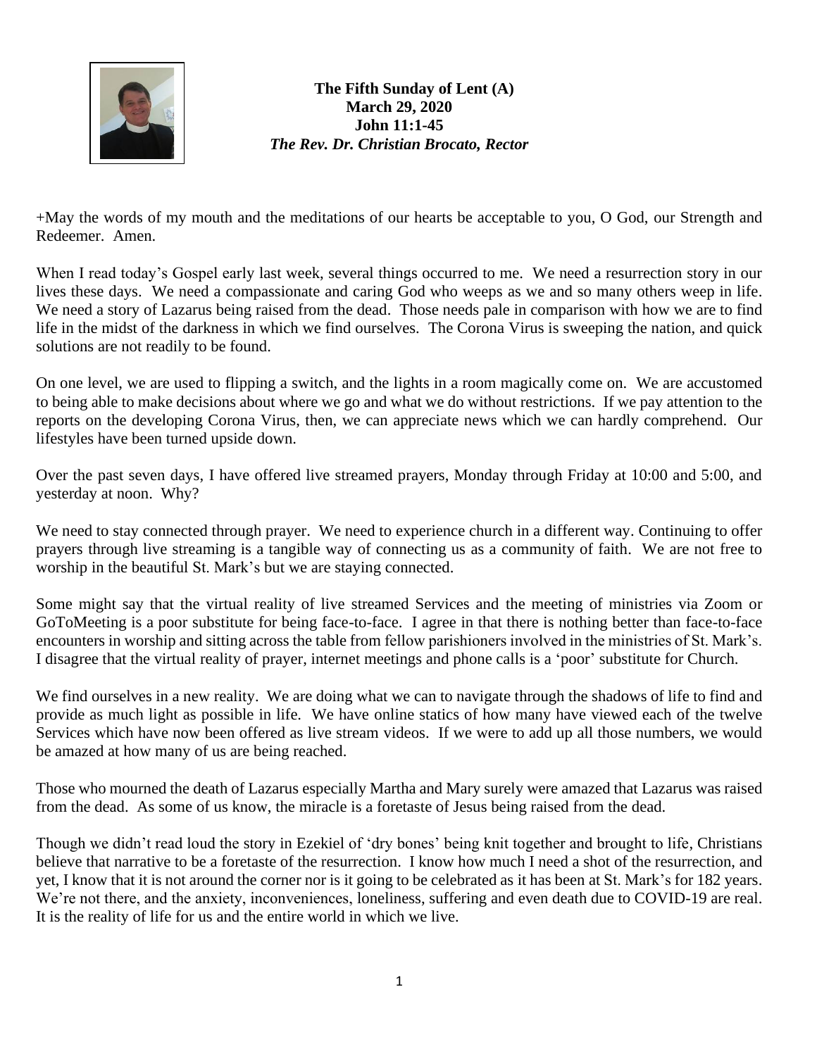**The Fifth Sunday of Lent (A)**
**March 29, 2020**
**John 11:1-45**
***The Rev. Dr. Christian Brocato, Rector***

+May the words of my mouth and the meditations of our hearts be acceptable to you, O God, our Strength and Redeemer. Amen.

When I read today's Gospel early last week, several things occurred to me. We need a resurrection story in our lives these days. We need a compassionate and caring God who weeps as we and so many others weep in life. We need a story of Lazarus being raised from the dead. Those needs pale in comparison with how we are to find life in the midst of the darkness in which we find ourselves. The Corona Virus is sweeping the nation, and quick solutions are not readily to be found.

On one level, we are used to flipping a switch, and the lights in a room magically come on. We are accustomed to being able to make decisions about where we go and what we do without restrictions. If we pay attention to the reports on the developing Corona Virus, then, we can appreciate news which we can hardly comprehend. Our lifestyles have been turned upside down.

Over the past seven days, I have offered live streamed prayers, Monday through Friday at 10:00 and 5:00, and yesterday at noon. Why?

We need to stay connected through prayer. We need to experience church in a different way. Continuing to offer prayers through live streaming is a tangible way of connecting us as a community of faith. We are not free to worship in the beautiful St. Mark's but we are staying connected.

Some might say that the virtual reality of live streamed Services and the meeting of ministries via Zoom or GoToMeeting is a poor substitute for being face-to-face. I agree in that there is nothing better than face-to-face encounters in worship and sitting across the table from fellow parishioners involved in the ministries of St. Mark's. I disagree that the virtual reality of prayer, internet meetings and phone calls is a 'poor' substitute for Church.

We find ourselves in a new reality. We are doing what we can to navigate through the shadows of life to find and provide as much light as possible in life. We have online statics of how many have viewed each of the twelve Services which have now been offered as live stream videos. If we were to add up all those numbers, we would be amazed at how many of us are being reached.

Those who mourned the death of Lazarus especially Martha and Mary surely were amazed that Lazarus was raised from the dead. As some of us know, the miracle is a foretaste of Jesus being raised from the dead.

Though we didn't read loud the story in Ezekiel of 'dry bones' being knit together and brought to life, Christians believe that narrative to be a foretaste of the resurrection. I know how much I need a shot of the resurrection, and yet, I know that it is not around the corner nor is it going to be celebrated as it has been at St. Mark's for 182 years. We're not there, and the anxiety, inconveniences, loneliness, suffering and even death due to COVID-19 are real. It is the reality of life for us and the entire world in which we live.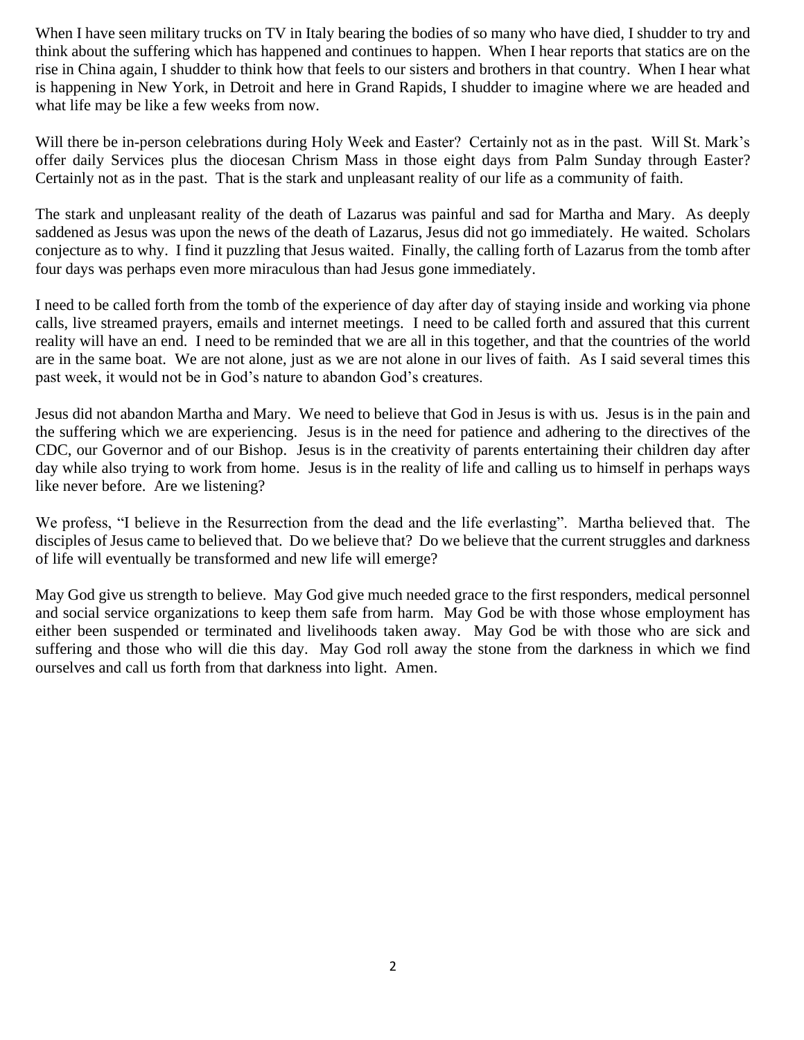When I have seen military trucks on TV in Italy bearing the bodies of so many who have died, I shudder to try and think about the suffering which has happened and continues to happen. When I hear reports that statics are on the rise in China again, I shudder to think how that feels to our sisters and brothers in that country. When I hear what is happening in New York, in Detroit and here in Grand Rapids, I shudder to imagine where we are headed and what life may be like a few weeks from now.

Will there be in-person celebrations during Holy Week and Easter? Certainly not as in the past. Will St. Mark's offer daily Services plus the diocesan Chrism Mass in those eight days from Palm Sunday through Easter? Certainly not as in the past. That is the stark and unpleasant reality of our life as a community of faith.

The stark and unpleasant reality of the death of Lazarus was painful and sad for Martha and Mary. As deeply saddened as Jesus was upon the news of the death of Lazarus, Jesus did not go immediately. He waited. Scholars conjecture as to why. I find it puzzling that Jesus waited. Finally, the calling forth of Lazarus from the tomb after four days was perhaps even more miraculous than had Jesus gone immediately.

I need to be called forth from the tomb of the experience of day after day of staying inside and working via phone calls, live streamed prayers, emails and internet meetings. I need to be called forth and assured that this current reality will have an end. I need to be reminded that we are all in this together, and that the countries of the world are in the same boat. We are not alone, just as we are not alone in our lives of faith. As I said several times this past week, it would not be in God's nature to abandon God's creatures.

Jesus did not abandon Martha and Mary. We need to believe that God in Jesus is with us. Jesus is in the pain and the suffering which we are experiencing. Jesus is in the need for patience and adhering to the directives of the CDC, our Governor and of our Bishop. Jesus is in the creativity of parents entertaining their children day after day while also trying to work from home. Jesus is in the reality of life and calling us to himself in perhaps ways like never before. Are we listening?

We profess, "I believe in the Resurrection from the dead and the life everlasting". Martha believed that. The disciples of Jesus came to believed that. Do we believe that? Do we believe that the current struggles and darkness of life will eventually be transformed and new life will emerge?

May God give us strength to believe. May God give much needed grace to the first responders, medical personnel and social service organizations to keep them safe from harm. May God be with those whose employment has either been suspended or terminated and livelihoods taken away. May God be with those who are sick and suffering and those who will die this day. May God roll away the stone from the darkness in which we find ourselves and call us forth from that darkness into light. Amen.